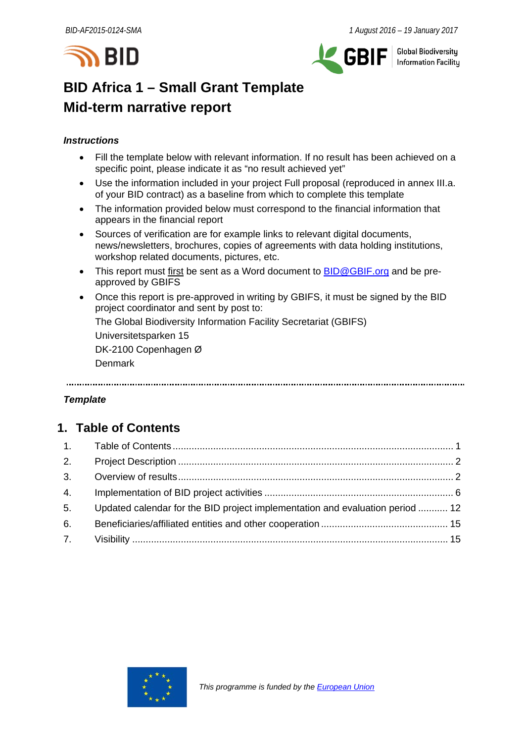BID-AF2015-0124-SMA

1 August 2016 – 19 January 2017

# BID Africa 1 – Small Grant Template
# Mid-term narrative report

***Instructions***

- Fill the template below with relevant information. If no result has been achieved on a specific point, please indicate it as "no result achieved yet"
- Use the information included in your project Full proposal (reproduced in annex III.a. of your BID contract) as a baseline from which to complete this template
- The information provided below must correspond to the financial information that appears in the financial report
- Sources of verification are for example links to relevant digital documents, news/newsletters, brochures, copies of agreements with data holding institutions, workshop related documents, pictures, etc.
- This report must first be sent as a Word document to BID@GBIF.org and be pre-approved by GBIFS
- Once this report is pre-approved in writing by GBIFS, it must be signed by the BID project coordinator and sent by post to:

  The Global Biodiversity Information Facility Secretariat (GBIFS)

  Universitetsparken 15

  DK-2100 Copenhagen Ø

  Denmark

---

***Template***

## 1. Table of Contents

| | | |
|---|---|---|
| 1. | Table of Contents | 1 |
| 2. | Project Description | 2 |
| 3. | Overview of results | 2 |
| 4. | Implementation of BID project activities | 6 |
| 5. | Updated calendar for the BID project implementation and evaluation period | 12 |
| 6. | Beneficiaries/affiliated entities and other cooperation | 15 |
| 7. | Visibility | 15 |

*This programme is funded by the European Union*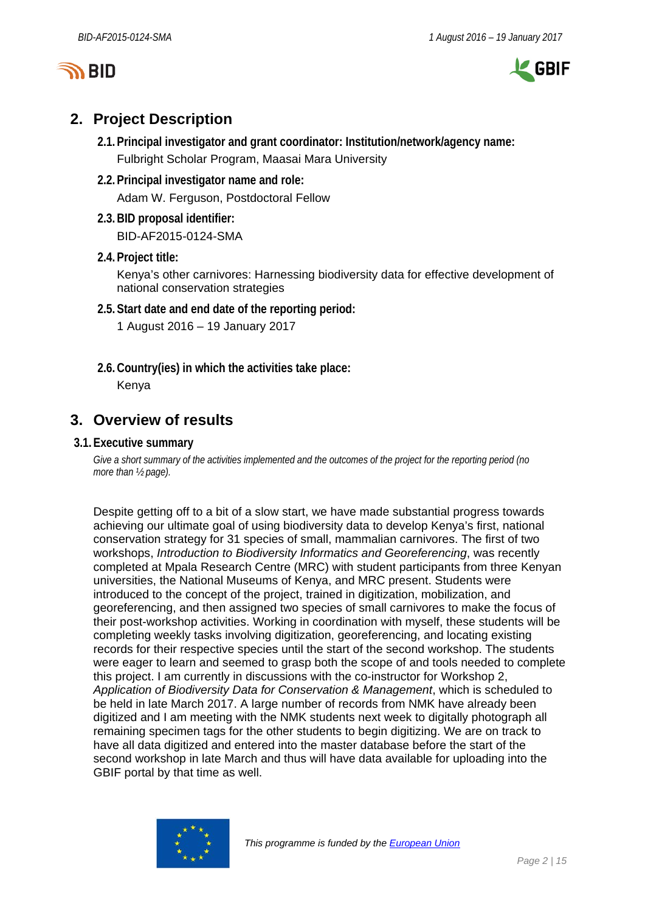## 2. Project Description

### 2.1. Principal investigator and grant coordinator: Institution/network/agency name:

Fulbright Scholar Program, Maasai Mara University

### 2.2. Principal investigator name and role:

Adam W. Ferguson, Postdoctoral Fellow

### 2.3. BID proposal identifier:

BID-AF2015-0124-SMA

### 2.4. Project title:

Kenya's other carnivores: Harnessing biodiversity data for effective development of national conservation strategies

### 2.5. Start date and end date of the reporting period:

1 August 2016 – 19 January 2017

### 2.6. Country(ies) in which the activities take place:

Kenya

## 3. Overview of results

### 3.1. Executive summary

*Give a short summary of the activities implemented and the outcomes of the project for the reporting period (no more than ½ page).*

Despite getting off to a bit of a slow start, we have made substantial progress towards achieving our ultimate goal of using biodiversity data to develop Kenya's first, national conservation strategy for 31 species of small, mammalian carnivores. The first of two workshops, *Introduction to Biodiversity Informatics and Georeferencing*, was recently completed at Mpala Research Centre (MRC) with student participants from three Kenyan universities, the National Museums of Kenya, and MRC present. Students were introduced to the concept of the project, trained in digitization, mobilization, and georeferencing, and then assigned two species of small carnivores to make the focus of their post-workshop activities. Working in coordination with myself, these students will be completing weekly tasks involving digitization, georeferencing, and locating existing records for their respective species until the start of the second workshop. The students were eager to learn and seemed to grasp both the scope of and tools needed to complete this project. I am currently in discussions with the co-instructor for Workshop 2, *Application of Biodiversity Data for Conservation & Management*, which is scheduled to be held in late March 2017. A large number of records from NMK have already been digitized and I am meeting with the NMK students next week to digitally photograph all remaining specimen tags for the other students to begin digitizing. We are on track to have all data digitized and entered into the master database before the start of the second workshop in late March and thus will have data available for uploading into the GBIF portal by that time as well.

*This programme is funded by the European Union*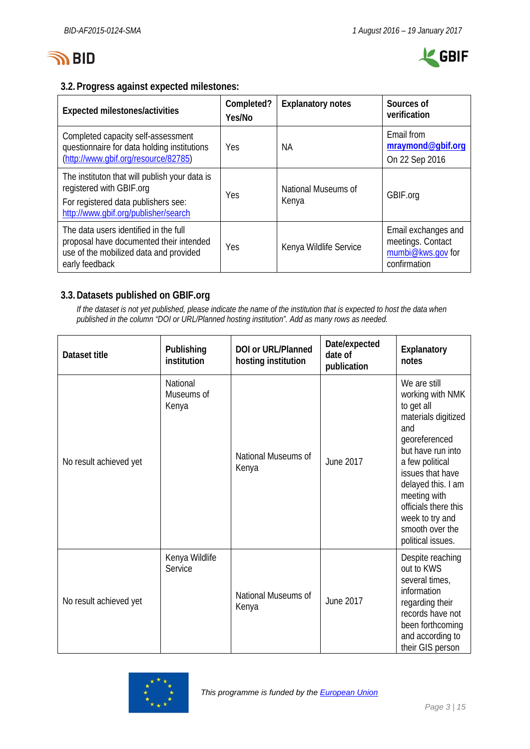### 3.2. Progress against expected milestones:

| Expected milestones/activities | Completed? Yes/No | Explanatory notes | Sources of verification |
|---|---|---|---|
| Completed capacity self-assessment questionnaire for data holding institutions (http://www.gbif.org/resource/82785) | Yes | NA | Email from **mraymond@gbif.org** On 22 Sep 2016 |
| The instituton that will publish your data is registered with GBIF.org For registered data publishers see: http://www.gbif.org/publisher/search | Yes | National Museums of Kenya | GBIF.org |
| The data users identified in the full proposal have documented their intended use of the mobilized data and provided early feedback | Yes | Kenya Wildlife Service | Email exchanges and meetings. Contact mumbi@kws.gov for confirmation |

### 3.3. Datasets published on GBIF.org

*If the dataset is not yet published, please indicate the name of the institution that is expected to host the data when published in the column "DOI or URL/Planned hosting institution". Add as many rows as needed.*

| Dataset title | Publishing institution | DOI or URL/Planned hosting institution | Date/expected date of publication | Explanatory notes |
|---|---|---|---|---|
| No result achieved yet | National Museums of Kenya | National Museums of Kenya | June 2017 | We are still working with NMK to get all materials digitized and georeferenced but have run into a few political issues that have delayed this. I am meeting with officials there this week to try and smooth over the political issues. |
| No result achieved yet | Kenya Wildlife Service | National Museums of Kenya | June 2017 | Despite reaching out to KWS several times, information regarding their records have not been forthcoming and according to their GIS person |

*This programme is funded by the European Union*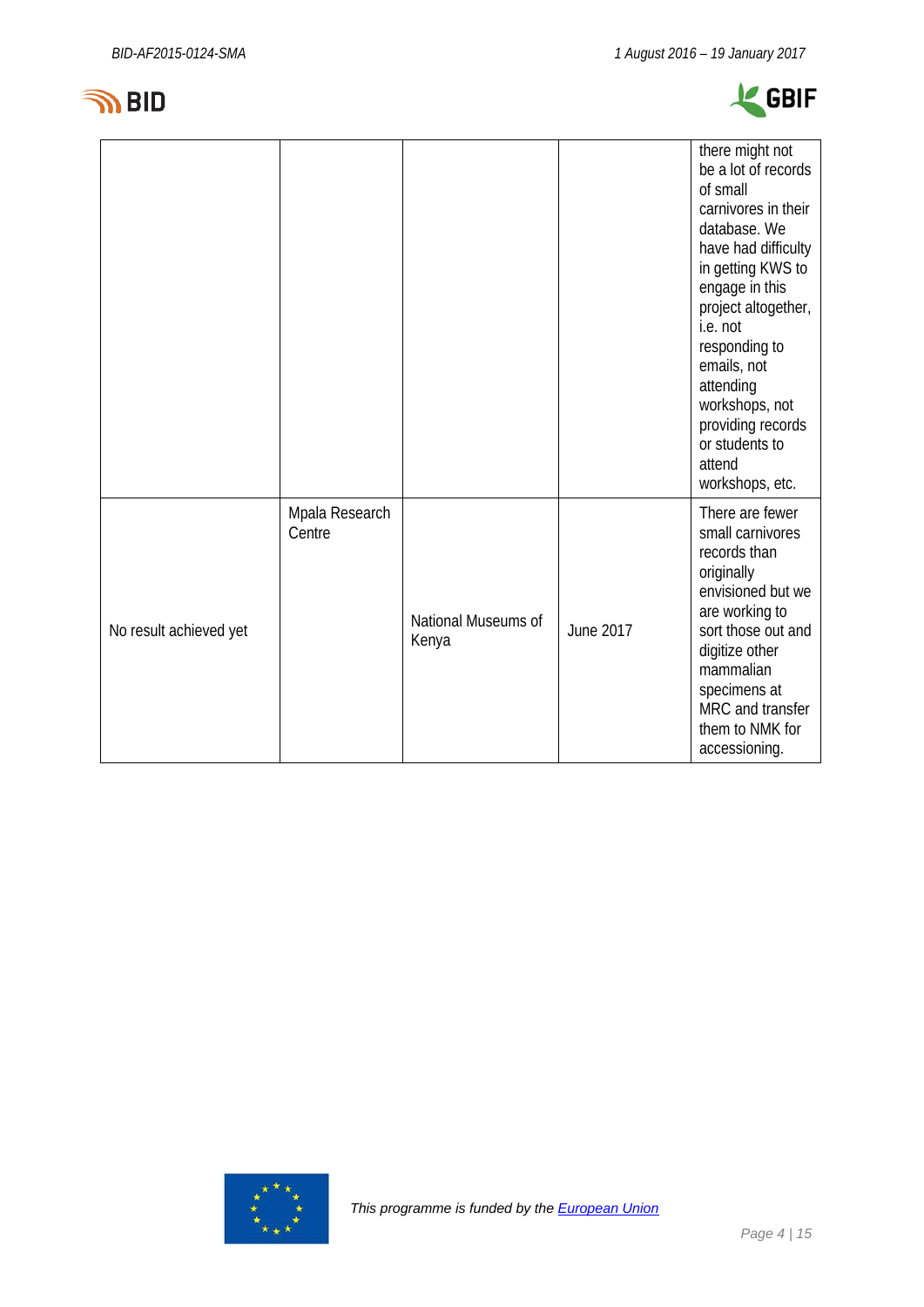| | | | | |
|---|---|---|---|---|
| | | | | there might not be a lot of records of small carnivores in their database. We have had difficulty in getting KWS to engage in this project altogether, i.e. not responding to emails, not attending workshops, not providing records or students to attend workshops, etc. |
| No result achieved yet | Mpala Research Centre | National Museums of Kenya | June 2017 | There are fewer small carnivores records than originally envisioned but we are working to sort those out and digitize other mammalian specimens at MRC and transfer them to NMK for accessioning. |

*This programme is funded by the [European Union]*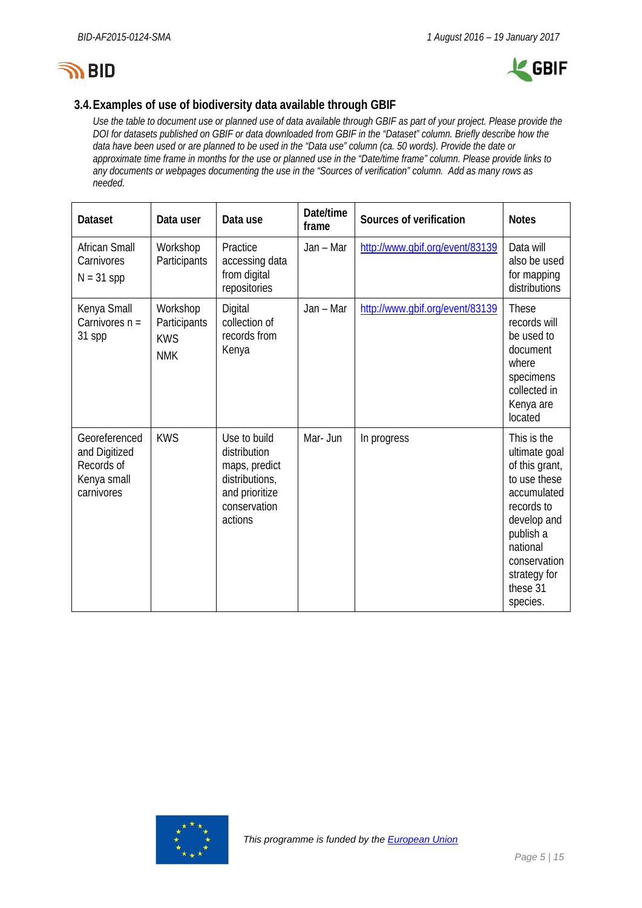### 3.4. Examples of use of biodiversity data available through GBIF

*Use the table to document use or planned use of data available through GBIF as part of your project. Please provide the DOI for datasets published on GBIF or data downloaded from GBIF in the "Dataset" column. Briefly describe how the data have been used or are planned to be used in the "Data use" column (ca. 50 words). Provide the date or approximate time frame in months for the use or planned use in the "Date/time frame" column. Please provide links to any documents or webpages documenting the use in the "Sources of verification" column. Add as many rows as needed.*

| Dataset | Data user | Data use | Date/time frame | Sources of verification | Notes |
|---|---|---|---|---|---|
| African Small Carnivores N = 31 spp | Workshop Participants | Practice accessing data from digital repositories | Jan – Mar | http://www.gbif.org/event/83139 | Data will also be used for mapping distributions |
| Kenya Small Carnivores n = 31 spp | Workshop Participants KWS NMK | Digital collection of records from Kenya | Jan – Mar | http://www.gbif.org/event/83139 | These records will be used to document where specimens collected in Kenya are located |
| Georeferenced and Digitized Records of Kenya small carnivores | KWS | Use to build distribution maps, predict distributions, and prioritize conservation actions | Mar- Jun | In progress | This is the ultimate goal of this grant, to use these accumulated records to develop and publish a national conservation strategy for these 31 species. |

*This programme is funded by the European Union*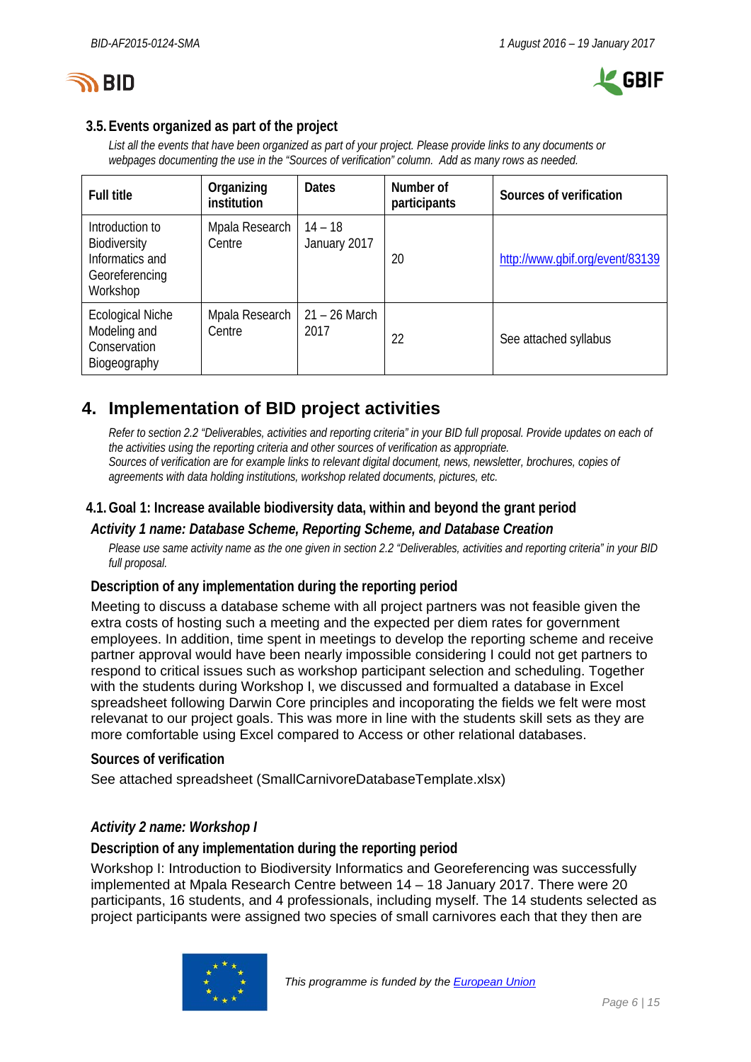### 3.5. Events organized as part of the project

*List all the events that have been organized as part of your project. Please provide links to any documents or webpages documenting the use in the "Sources of verification" column. Add as many rows as needed.*

| Full title | Organizing institution | Dates | Number of participants | Sources of verification |
|---|---|---|---|---|
| Introduction to Biodiversity Informatics and Georeferencing Workshop | Mpala Research Centre | 14 – 18 January 2017 | 20 | [http://www.gbif.org/event/83139](http://www.gbif.org/event/83139) |
| Ecological Niche Modeling and Conservation Biogeography | Mpala Research Centre | 21 – 26 March 2017 | 22 | See attached syllabus |

# 4. Implementation of BID project activities

*Refer to section 2.2 "Deliverables, activities and reporting criteria" in your BID full proposal. Provide updates on each of the activities using the reporting criteria and other sources of verification as appropriate.*
*Sources of verification are for example links to relevant digital document, news, newsletter, brochures, copies of agreements with data holding institutions, workshop related documents, pictures, etc.*

### 4.1. Goal 1: Increase available biodiversity data, within and beyond the grant period

#### *Activity 1 name: Database Scheme, Reporting Scheme, and Database Creation*

*Please use same activity name as the one given in section 2.2 "Deliverables, activities and reporting criteria" in your BID full proposal.*

#### Description of any implementation during the reporting period

Meeting to discuss a database scheme with all project partners was not feasible given the extra costs of hosting such a meeting and the expected per diem rates for government employees. In addition, time spent in meetings to develop the reporting scheme and receive partner approval would have been nearly impossible considering I could not get partners to respond to critical issues such as workshop participant selection and scheduling. Together with the students during Workshop I, we discussed and formualted a database in Excel spreadsheet following Darwin Core principles and incoporating the fields we felt were most relevanat to our project goals. This was more in line with the students skill sets as they are more comfortable using Excel compared to Access or other relational databases.

#### Sources of verification

See attached spreadsheet (SmallCarnivoreDatabaseTemplate.xlsx)

#### *Activity 2 name: Workshop I*

#### Description of any implementation during the reporting period

Workshop I: Introduction to Biodiversity Informatics and Georeferencing was successfully implemented at Mpala Research Centre between 14 – 18 January 2017. There were 20 participants, 16 students, and 4 professionals, including myself. The 14 students selected as project participants were assigned two species of small carnivores each that they then are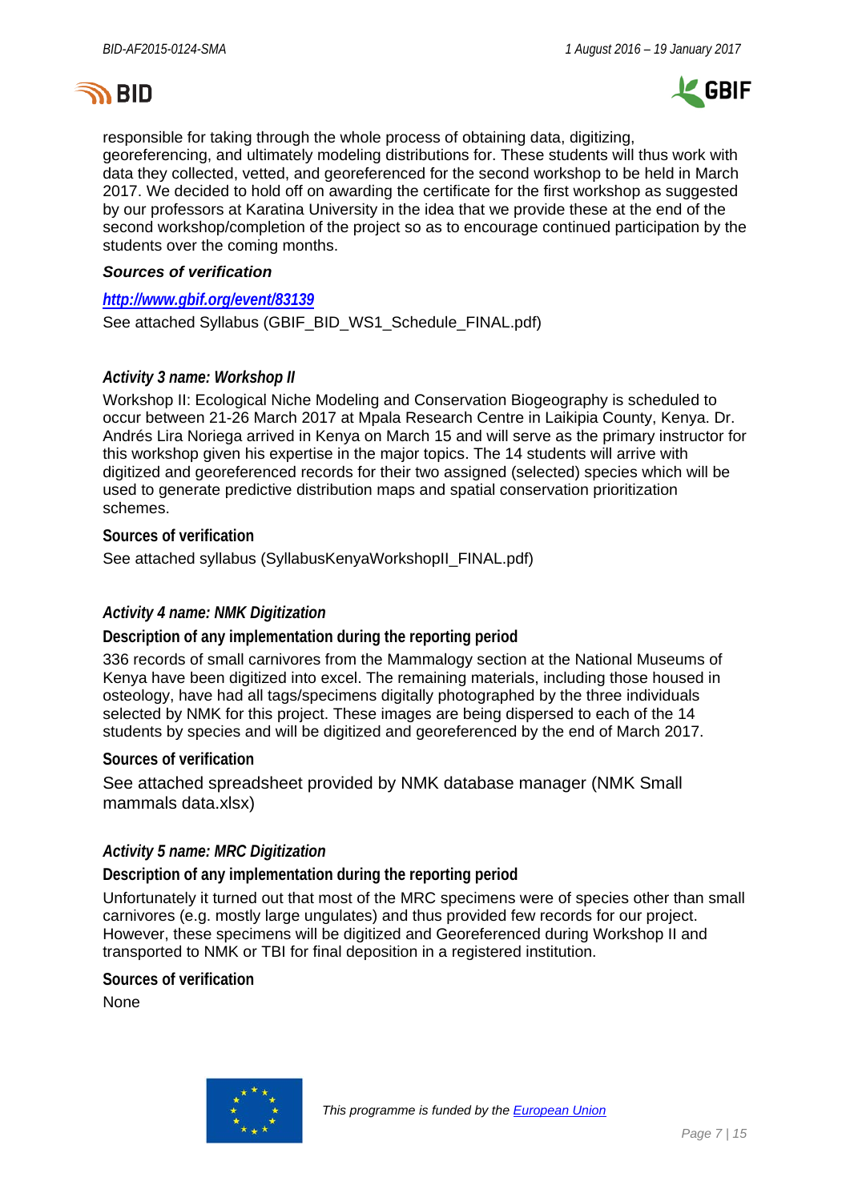responsible for taking through the whole process of obtaining data, digitizing, georeferencing, and ultimately modeling distributions for. These students will thus work with data they collected, vetted, and georeferenced for the second workshop to be held in March 2017. We decided to hold off on awarding the certificate for the first workshop as suggested by our professors at Karatina University in the idea that we provide these at the end of the second workshop/completion of the project so as to encourage continued participation by the students over the coming months.

***Sources of verification***

[***http://www.gbif.org/event/83139***](http://www.gbif.org/event/83139)

See attached Syllabus (GBIF_BID_WS1_Schedule_FINAL.pdf)

### *Activity 3 name: Workshop II*

Workshop II: Ecological Niche Modeling and Conservation Biogeography is scheduled to occur between 21-26 March 2017 at Mpala Research Centre in Laikipia County, Kenya. Dr. Andrés Lira Noriega arrived in Kenya on March 15 and will serve as the primary instructor for this workshop given his expertise in the major topics. The 14 students will arrive with digitized and georeferenced records for their two assigned (selected) species which will be used to generate predictive distribution maps and spatial conservation prioritization schemes.

**Sources of verification**

See attached syllabus (SyllabusKenyaWorkshopII_FINAL.pdf)

### *Activity 4 name: NMK Digitization*

**Description of any implementation during the reporting period**

336 records of small carnivores from the Mammalogy section at the National Museums of Kenya have been digitized into excel. The remaining materials, including those housed in osteology, have had all tags/specimens digitally photographed by the three individuals selected by NMK for this project. These images are being dispersed to each of the 14 students by species and will be digitized and georeferenced by the end of March 2017.

**Sources of verification**

See attached spreadsheet provided by NMK database manager (NMK Small mammals data.xlsx)

### *Activity 5 name: MRC Digitization*

**Description of any implementation during the reporting period**

Unfortunately it turned out that most of the MRC specimens were of species other than small carnivores (e.g. mostly large ungulates) and thus provided few records for our project. However, these specimens will be digitized and Georeferenced during Workshop II and transported to NMK or TBI for final deposition in a registered institution.

**Sources of verification**

None

*This programme is funded by the [European Union](#)*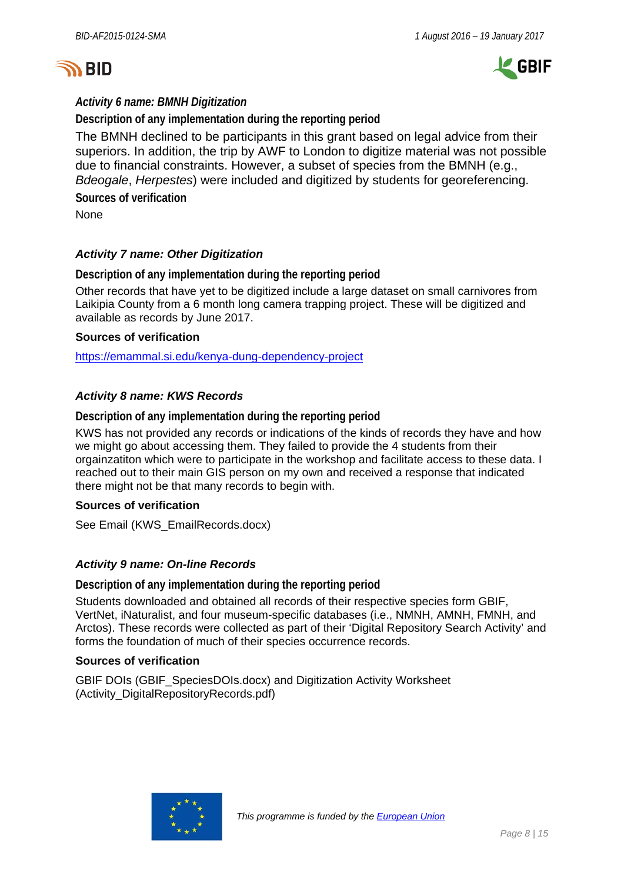### *Activity 6 name: BMNH Digitization*

**Description of any implementation during the reporting period**

The BMNH declined to be participants in this grant based on legal advice from their superiors. In addition, the trip by AWF to London to digitize material was not possible due to financial constraints. However, a subset of species from the BMNH (e.g., *Bdeogale*, *Herpestes*) were included and digitized by students for georeferencing.

**Sources of verification**

None

### *Activity 7 name: Other Digitization*

**Description of any implementation during the reporting period**

Other records that have yet to be digitized include a large dataset on small carnivores from Laikipia County from a 6 month long camera trapping project. These will be digitized and available as records by June 2017.

**Sources of verification**

https://emammal.si.edu/kenya-dung-dependency-project

### *Activity 8 name: KWS Records*

**Description of any implementation during the reporting period**

KWS has not provided any records or indications of the kinds of records they have and how we might go about accessing them. They failed to provide the 4 students from their orgainzatiton which were to participate in the workshop and facilitate access to these data. I reached out to their main GIS person on my own and received a response that indicated there might not be that many records to begin with.

**Sources of verification**

See Email (KWS_EmailRecords.docx)

### *Activity 9 name: On-line Records*

**Description of any implementation during the reporting period**

Students downloaded and obtained all records of their respective species form GBIF, VertNet, iNaturalist, and four museum-specific databases (i.e., NMNH, AMNH, FMNH, and Arctos). These records were collected as part of their 'Digital Repository Search Activity' and forms the foundation of much of their species occurrence records.

**Sources of verification**

GBIF DOIs (GBIF_SpeciesDOIs.docx) and Digitization Activity Worksheet (Activity_DigitalRepositoryRecords.pdf)

*This programme is funded by the European Union*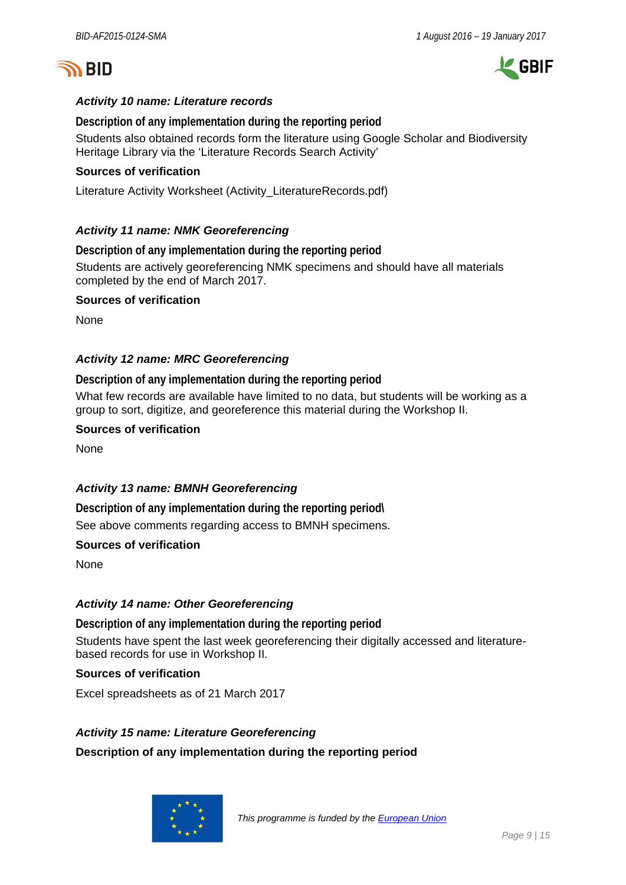***Activity 10 name: Literature records***

**Description of any implementation during the reporting period**

Students also obtained records form the literature using Google Scholar and Biodiversity Heritage Library via the 'Literature Records Search Activity'

**Sources of verification**

Literature Activity Worksheet (Activity_LiteratureRecords.pdf)

***Activity 11 name: NMK Georeferencing***

**Description of any implementation during the reporting period**

Students are actively georeferencing NMK specimens and should have all materials completed by the end of March 2017.

**Sources of verification**

None

***Activity 12 name: MRC Georeferencing***

**Description of any implementation during the reporting period**

What few records are available have limited to no data, but students will be working as a group to sort, digitize, and georeference this material during the Workshop II.

**Sources of verification**

None

***Activity 13 name: BMNH Georeferencing***

**Description of any implementation during the reporting period\**

See above comments regarding access to BMNH specimens.

**Sources of verification**

None

***Activity 14 name: Other Georeferencing***

**Description of any implementation during the reporting period**

Students have spent the last week georeferencing their digitally accessed and literature-based records for use in Workshop II.

**Sources of verification**

Excel spreadsheets as of 21 March 2017

***Activity 15 name: Literature Georeferencing***

**Description of any implementation during the reporting period**

*This programme is funded by the European Union*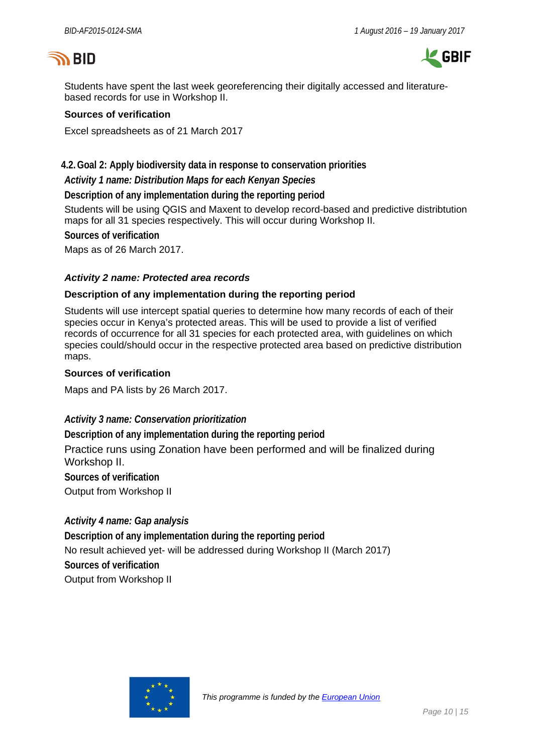Students have spent the last week georeferencing their digitally accessed and literature-based records for use in Workshop II.

**Sources of verification**

Excel spreadsheets as of 21 March 2017

## 4.2. Goal 2: Apply biodiversity data in response to conservation priorities

***Activity 1 name: Distribution Maps for each Kenyan Species***

**Description of any implementation during the reporting period**

Students will be using QGIS and Maxent to develop record-based and predictive distribtution maps for all 31 species respectively. This will occur during Workshop II.

**Sources of verification**

Maps as of 26 March 2017.

***Activity 2 name: Protected area records***

**Description of any implementation during the reporting period**

Students will use intercept spatial queries to determine how many records of each of their species occur in Kenya's protected areas. This will be used to provide a list of verified records of occurrence for all 31 species for each protected area, with guidelines on which species could/should occur in the respective protected area based on predictive distribution maps.

**Sources of verification**

Maps and PA lists by 26 March 2017.

***Activity 3 name: Conservation prioritization***

**Description of any implementation during the reporting period**

Practice runs using Zonation have been performed and will be finalized during Workshop II.

**Sources of verification**

Output from Workshop II

***Activity 4 name: Gap analysis***

**Description of any implementation during the reporting period**

No result achieved yet- will be addressed during Workshop II (March 2017)

**Sources of verification**

Output from Workshop II

*This programme is funded by the European Union*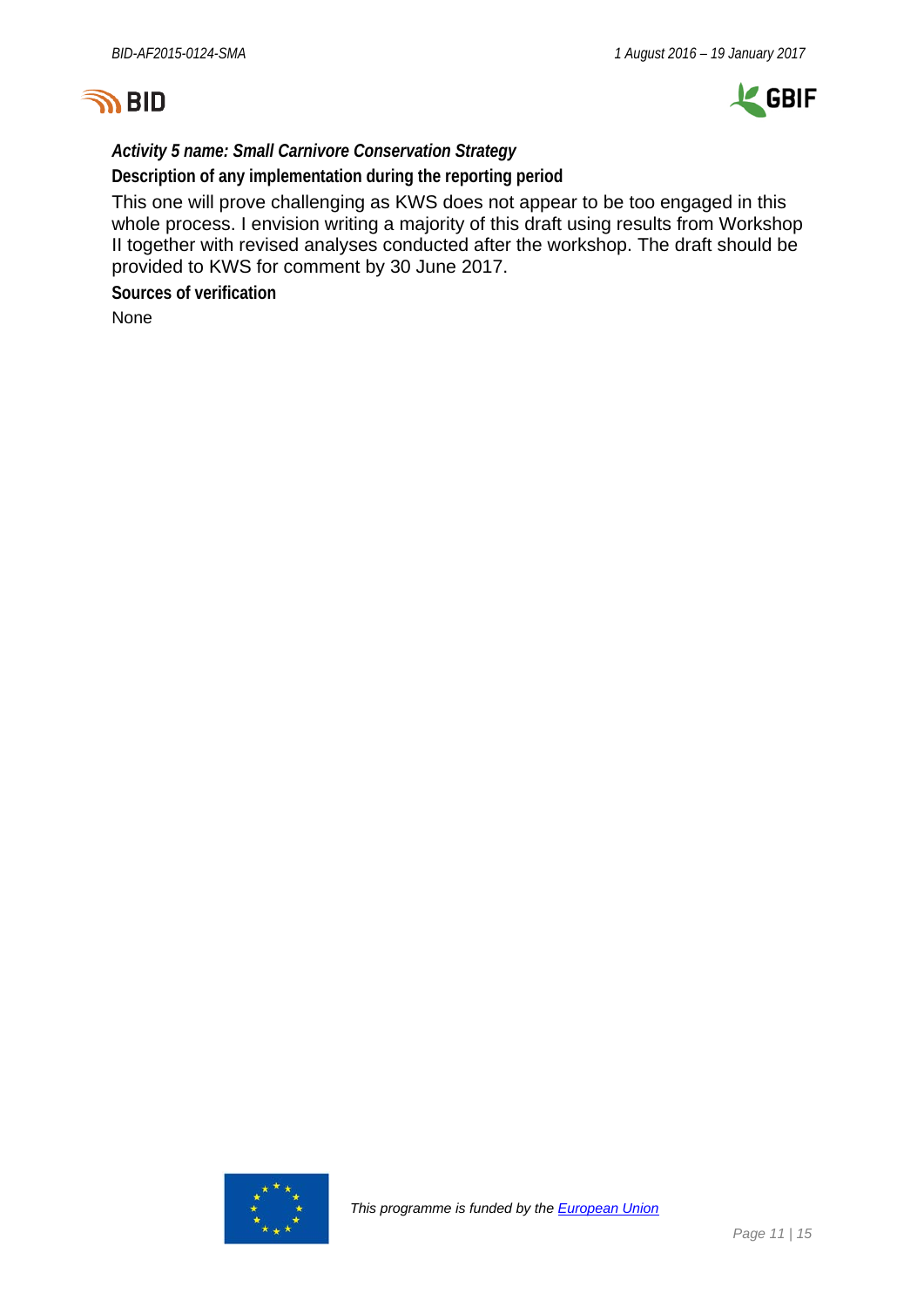***Activity 5 name: Small Carnivore Conservation Strategy***

**Description of any implementation during the reporting period**

This one will prove challenging as KWS does not appear to be too engaged in this whole process. I envision writing a majority of this draft using results from Workshop II together with revised analyses conducted after the workshop. The draft should be provided to KWS for comment by 30 June 2017.

**Sources of verification**

None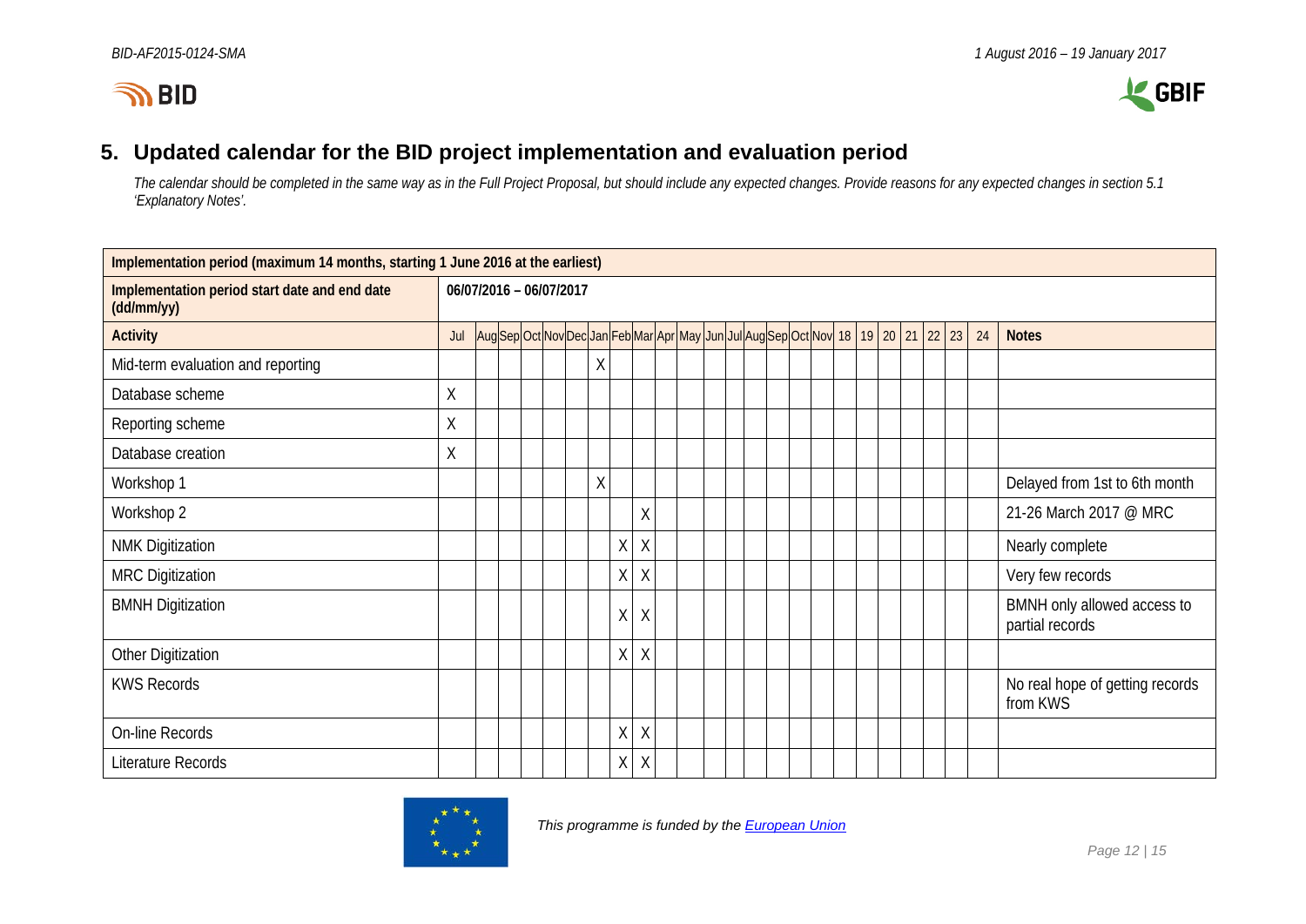## 5. Updated calendar for the BID project implementation and evaluation period

*The calendar should be completed in the same way as in the Full Project Proposal, but should include any expected changes. Provide reasons for any expected changes in section 5.1 'Explanatory Notes'.*

| Implementation period (maximum 14 months, starting 1 June 2016 at the earliest) | | | | | | | | | | | | | | | | | | | | | | | | | |
|---|---|---|---|---|---|---|---|---|---|---|---|---|---|---|---|---|---|---|---|---|---|---|---|---|---|
| **Implementation period start date and end date (dd/mm/yy)** | **06/07/2016 – 06/07/2017** | | | | | | | | | | | | | | | | | | | | | | | | |
| **Activity** | Jul | Aug | Sep | Oct | Nov | Dec | Jan | Feb | Mar | Apr | May | Jun | Jul | Aug | Sep | Oct | Nov | 18 | 19 | 20 | 21 | 22 | 23 | 24 | **Notes** |
| Mid-term evaluation and reporting | | | | | | | X | | | | | | | | | | | | | | | | | | |
| Database scheme | X | | | | | | | | | | | | | | | | | | | | | | | | |
| Reporting scheme | X | | | | | | | | | | | | | | | | | | | | | | | | |
| Database creation | X | | | | | | | | | | | | | | | | | | | | | | | | |
| Workshop 1 | | | | | | | X | | | | | | | | | | | | | | | | | | Delayed from 1st to 6th month |
| Workshop 2 | | | | | | | | | X | | | | | | | | | | | | | | | | 21-26 March 2017 @ MRC |
| NMK Digitization | | | | | | | | X | X | | | | | | | | | | | | | | | | Nearly complete |
| MRC Digitization | | | | | | | | X | X | | | | | | | | | | | | | | | | Very few records |
| BMNH Digitization | | | | | | | | X | X | | | | | | | | | | | | | | | | BMNH only allowed access to partial records |
| Other Digitization | | | | | | | | X | X | | | | | | | | | | | | | | | | |
| KWS Records | | | | | | | | | | | | | | | | | | | | | | | | | No real hope of getting records from KWS |
| On-line Records | | | | | | | | X | X | | | | | | | | | | | | | | | | |
| Literature Records | | | | | | | | X | X | | | | | | | | | | | | | | | | |

*This programme is funded by the European Union*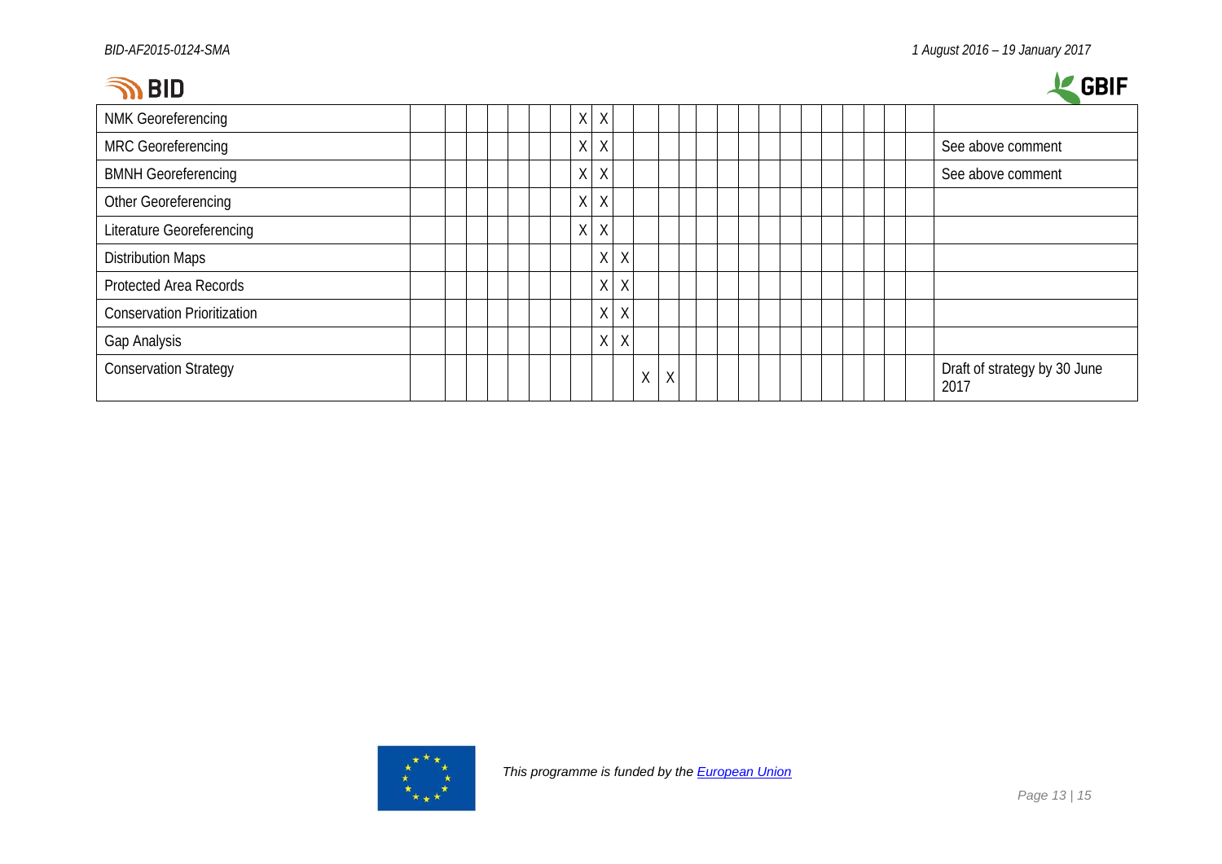| | | | | | | | | | | | | | | | | | | | | | | | | | |
|---|---|---|---|---|---|---|---|---|---|---|---|---|---|---|---|---|---|---|---|---|---|---|---|---|---|
| NMK Georeferencing | | | | | | | X | X | | | | | | | | | | | | | | | | | |
| MRC Georeferencing | | | | | | | X | X | | | | | | | | | | | | | | | | | See above comment |
| BMNH Georeferencing | | | | | | | X | X | | | | | | | | | | | | | | | | | See above comment |
| Other Georeferencing | | | | | | | X | X | | | | | | | | | | | | | | | | | |
| Literature Georeferencing | | | | | | | X | X | | | | | | | | | | | | | | | | | |
| Distribution Maps | | | | | | | | X | X | | | | | | | | | | | | | | | | |
| Protected Area Records | | | | | | | | X | X | | | | | | | | | | | | | | | | |
| Conservation Prioritization | | | | | | | | X | X | | | | | | | | | | | | | | | | |
| Gap Analysis | | | | | | | | X | X | | | | | | | | | | | | | | | | |
| Conservation Strategy | | | | | | | | | | X | X | | | | | | | | | | | | | | Draft of strategy by 30 June 2017 |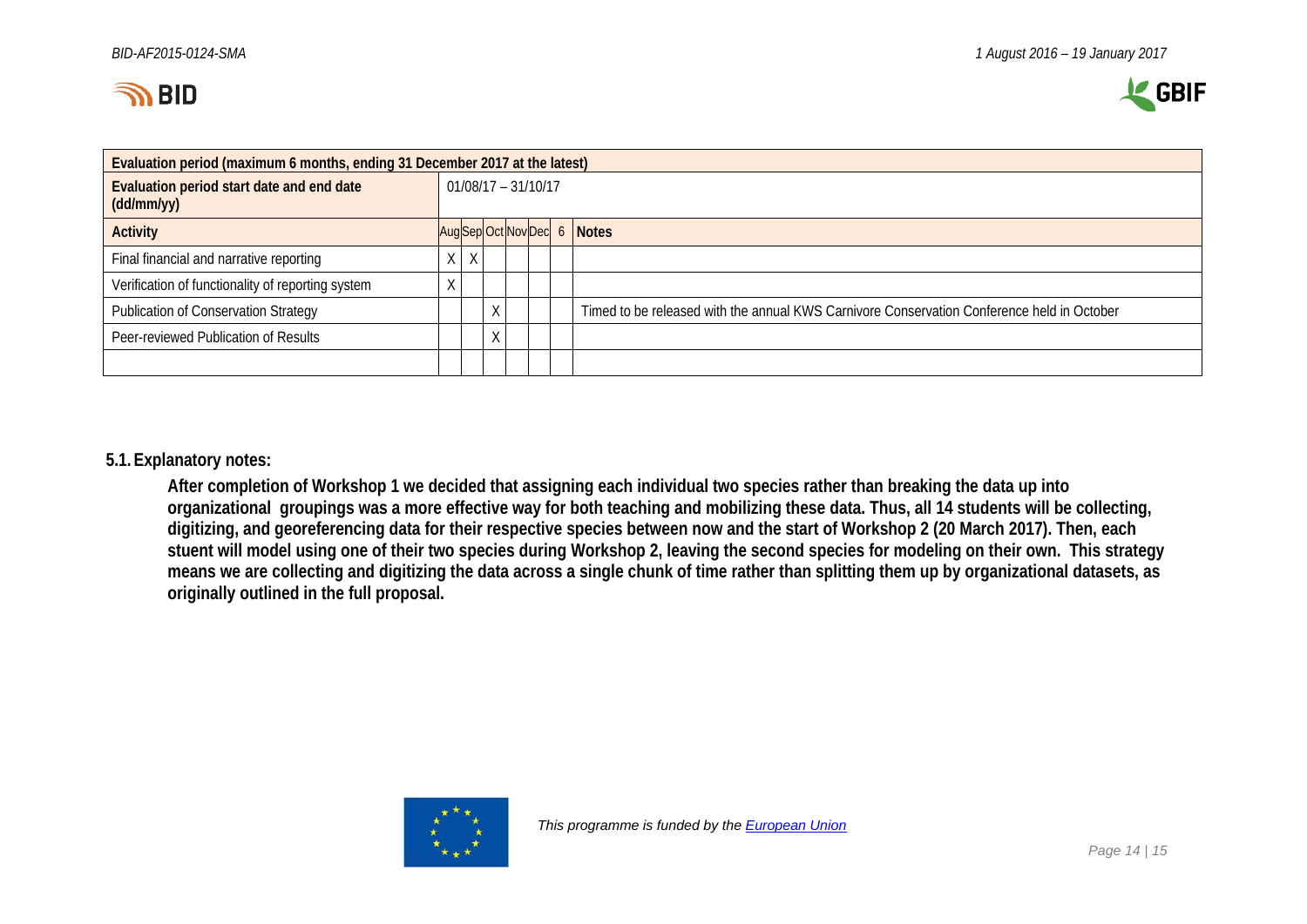| Evaluation period (maximum 6 months, ending 31 December 2017 at the latest) | | | | | | | |
|---|---|---|---|---|---|---|---|
| Evaluation period start date and end date (dd/mm/yy) | 01/08/17 – 31/10/17 | | | | | | |
| **Activity** | Aug | Sep | Oct | Nov | Dec | 6 | **Notes** |
| Final financial and narrative reporting | X | X | | | | | |
| Verification of functionality of reporting system | X | | | | | | |
| Publication of Conservation Strategy | | | X | | | | Timed to be released with the annual KWS Carnivore Conservation Conference held in October |
| Peer-reviewed Publication of Results | | | X | | | | |
| | | | | | | | |

## 5.1. Explanatory notes:

**After completion of Workshop 1 we decided that assigning each individual two species rather than breaking the data up into organizational groupings was a more effective way for both teaching and mobilizing these data. Thus, all 14 students will be collecting, digitizing, and georeferencing data for their respective species between now and the start of Workshop 2 (20 March 2017). Then, each stuent will model using one of their two species during Workshop 2, leaving the second species for modeling on their own. This strategy means we are collecting and digitizing the data across a single chunk of time rather than splitting them up by organizational datasets, as originally outlined in the full proposal.**

*This programme is funded by the European Union*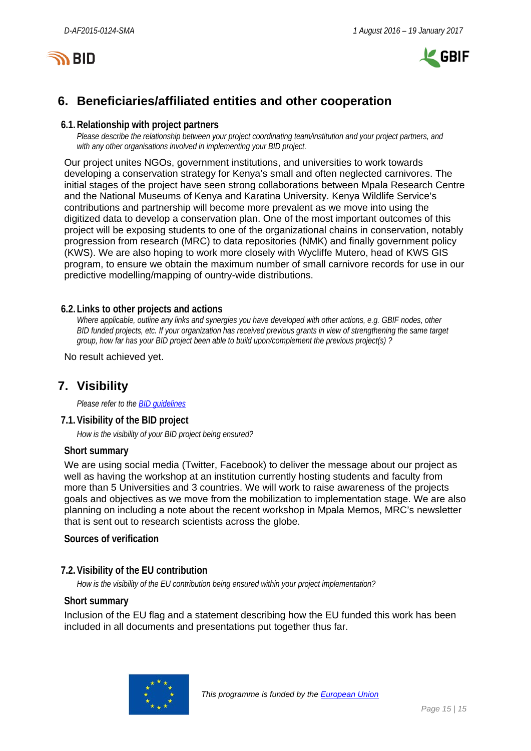## 6. Beneficiaries/affiliated entities and other cooperation

### 6.1. Relationship with project partners

*Please describe the relationship between your project coordinating team/institution and your project partners, and with any other organisations involved in implementing your BID project.*

Our project unites NGOs, government institutions, and universities to work towards developing a conservation strategy for Kenya's small and often neglected carnivores. The initial stages of the project have seen strong collaborations between Mpala Research Centre and the National Museums of Kenya and Karatina University. Kenya Wildlife Service's contributions and partnership will become more prevalent as we move into using the digitized data to develop a conservation plan. One of the most important outcomes of this project will be exposing students to one of the organizational chains in conservation, notably progression from research (MRC) to data repositories (NMK) and finally government policy (KWS). We are also hoping to work more closely with Wycliffe Mutero, head of KWS GIS program, to ensure we obtain the maximum number of small carnivore records for use in our predictive modelling/mapping of ountry-wide distributions.

### 6.2. Links to other projects and actions

*Where applicable, outline any links and synergies you have developed with other actions, e.g. GBIF nodes, other BID funded projects, etc. If your organization has received previous grants in view of strengthening the same target group, how far has your BID project been able to build upon/complement the previous project(s) ?*

No result achieved yet.

## 7. Visibility

*Please refer to the BID guidelines*

### 7.1. Visibility of the BID project

*How is the visibility of your BID project being ensured?*

**Short summary**

We are using social media (Twitter, Facebook) to deliver the message about our project as well as having the workshop at an institution currently hosting students and faculty from more than 5 Universities and 3 countries. We will work to raise awareness of the projects goals and objectives as we move from the mobilization to implementation stage. We are also planning on including a note about the recent workshop in Mpala Memos, MRC's newsletter that is sent out to research scientists across the globe.

**Sources of verification**

### 7.2. Visibility of the EU contribution

*How is the visibility of the EU contribution being ensured within your project implementation?*

**Short summary**

Inclusion of the EU flag and a statement describing how the EU funded this work has been included in all documents and presentations put together thus far.

*This programme is funded by the European Union*